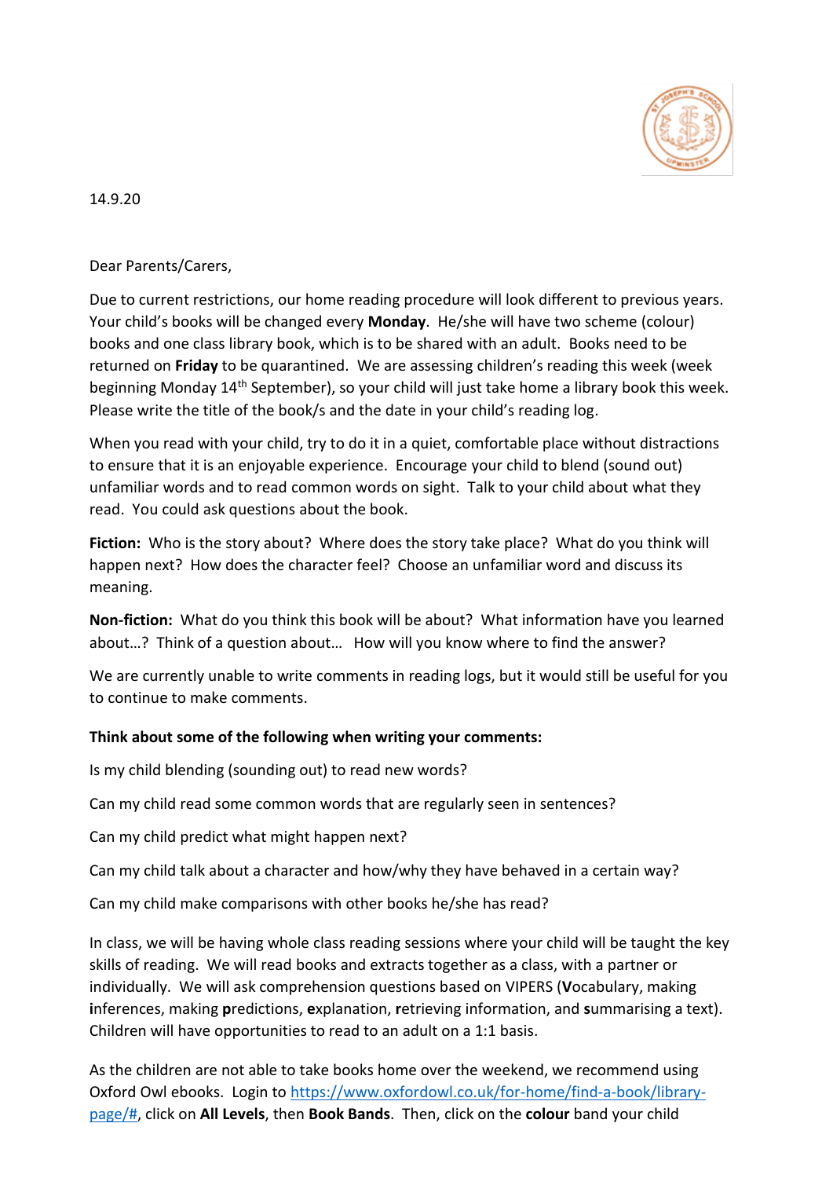14.9.20

Dear Parents/Carers,

Due to current restrictions, our home reading procedure will look different to previous years. Your child's books will be changed every **Monday**. He/she will have two scheme (colour) books and one class library book, which is to be shared with an adult. Books need to be returned on **Friday** to be quarantined. We are assessing children's reading this week (week beginning Monday 14th September), so your child will just take home a library book this week. Please write the title of the book/s and the date in your child's reading log.

When you read with your child, try to do it in a quiet, comfortable place without distractions to ensure that it is an enjoyable experience. Encourage your child to blend (sound out) unfamiliar words and to read common words on sight. Talk to your child about what they read. You could ask questions about the book.

**Fiction:** Who is the story about? Where does the story take place? What do you think will happen next? How does the character feel? Choose an unfamiliar word and discuss its meaning.

**Non-fiction:** What do you think this book will be about? What information have you learned about…? Think of a question about… How will you know where to find the answer?

We are currently unable to write comments in reading logs, but it would still be useful for you to continue to make comments.

**Think about some of the following when writing your comments:**

Is my child blending (sounding out) to read new words?

Can my child read some common words that are regularly seen in sentences?

Can my child predict what might happen next?

Can my child talk about a character and how/why they have behaved in a certain way?

Can my child make comparisons with other books he/she has read?

In class, we will be having whole class reading sessions where your child will be taught the key skills of reading. We will read books and extracts together as a class, with a partner or individually. We will ask comprehension questions based on VIPERS (**V**ocabulary, making **i**nferences, making **p**redictions, **e**xplanation, **r**etrieving information, and **s**ummarising a text). Children will have opportunities to read to an adult on a 1:1 basis.

As the children are not able to take books home over the weekend, we recommend using Oxford Owl ebooks. Login to [https://www.oxfordowl.co.uk/for-home/find-a-book/library-page/#](https://www.oxfordowl.co.uk/for-home/find-a-book/library-page/#), click on **All Levels**, then **Book Bands**. Then, click on the **colour** band your child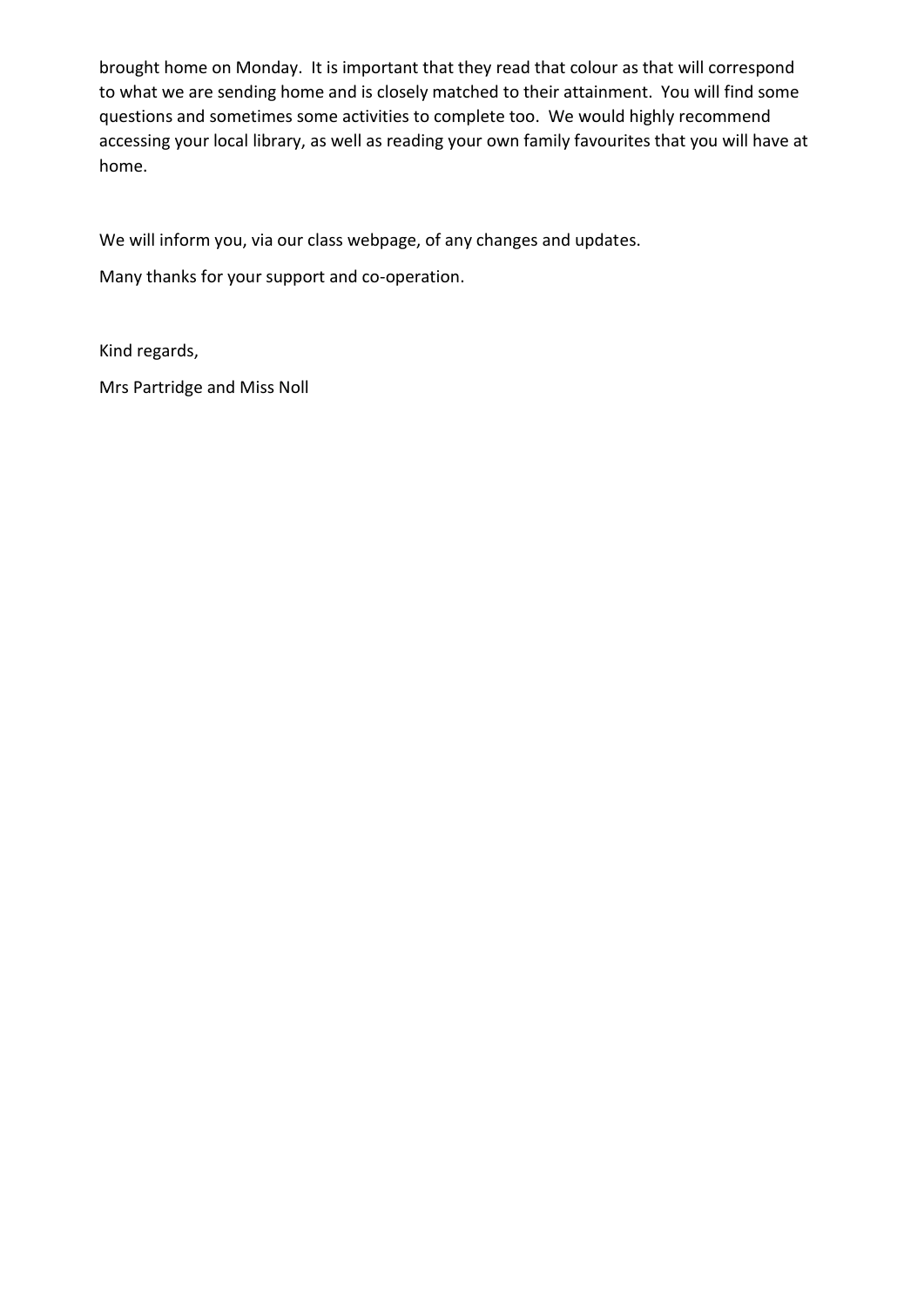brought home on Monday. It is important that they read that colour as that will correspond to what we are sending home and is closely matched to their attainment. You will find some questions and sometimes some activities to complete too. We would highly recommend accessing your local library, as well as reading your own family favourites that you will have at home.

We will inform you, via our class webpage, of any changes and updates.

Many thanks for your support and co-operation.

Kind regards,

Mrs Partridge and Miss Noll